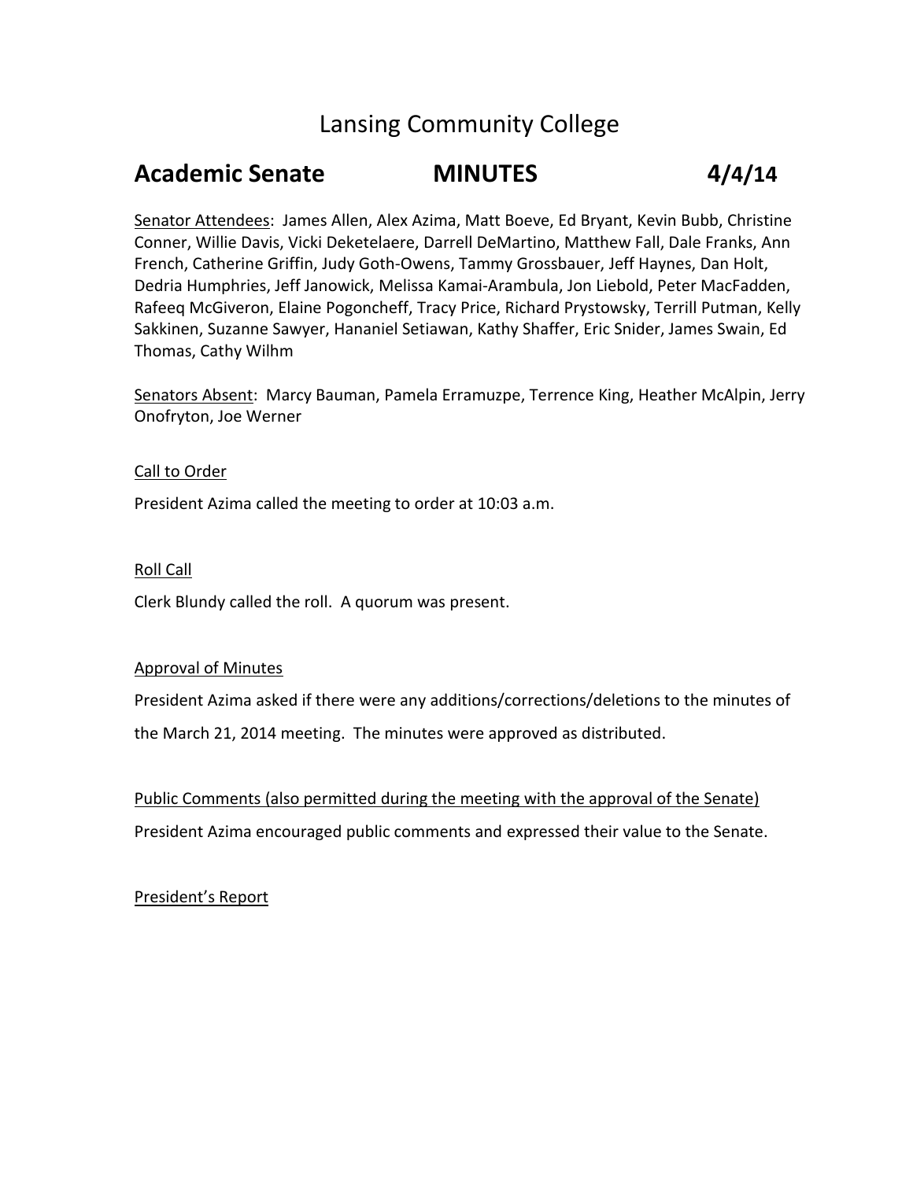# Lansing Community College

## Academic Senate MINUTES 4/4/14

Senator Attendees: James Allen, Alex Azima, Matt Boeve, Ed Bryant, Kevin Bubb, Christine Conner, Willie Davis, Vicki Deketelaere, Darrell DeMartino, Matthew Fall, Dale Franks, Ann French, Catherine Griffin, Judy Goth-Owens, Tammy Grossbauer, Jeff Haynes, Dan Holt, Dedria Humphries, Jeff Janowick, Melissa Kamai-Arambula, Jon Liebold, Peter MacFadden, Rafeeq McGiveron, Elaine Pogoncheff, Tracy Price, Richard Prystowsky, Terrill Putman, Kelly Sakkinen, Suzanne Sawyer, Hananiel Setiawan, Kathy Shaffer, Eric Snider, James Swain, Ed Thomas, Cathy Wilhm

Senators Absent: Marcy Bauman, Pamela Erramuzpe, Terrence King, Heather McAlpin, Jerry Onofryton, Joe Werner

### Call to Order

President Azima called the meeting to order at 10:03 a.m.

### Roll Call

Clerk Blundy called the roll. A quorum was present.

### Approval of Minutes

President Azima asked if there were any additions/corrections/deletions to the minutes of the March 21, 2014 meeting. The minutes were approved as distributed.

### Public Comments (also permitted during the meeting with the approval of the Senate)

President Azima encouraged public comments and expressed their value to the Senate.

### President's Report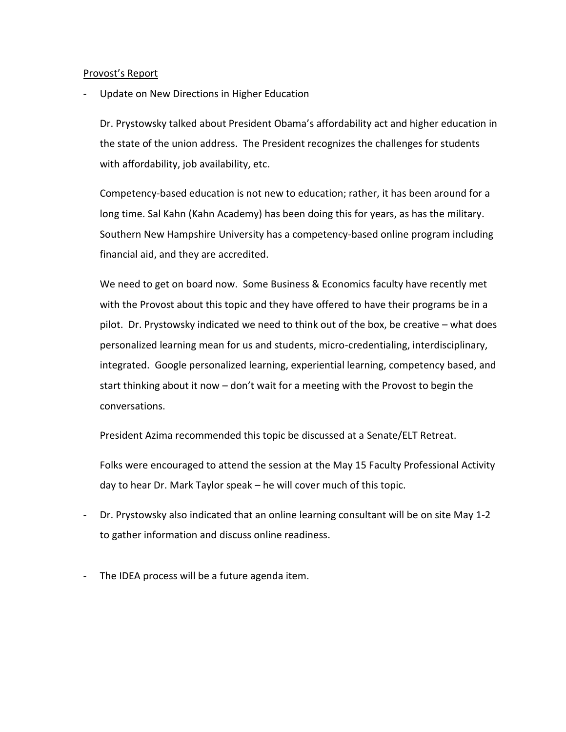<u>Provost's Report</u>

- Update on New Directions in Higher Education

  Dr. Prystowsky talked about President Obama's affordability act and higher education in the state of the union address. The President recognizes the challenges for students with affordability, job availability, etc.

  Competency-based education is not new to education; rather, it has been around for a long time. Sal Kahn (Kahn Academy) has been doing this for years, as has the military. Southern New Hampshire University has a competency-based online program including financial aid, and they are accredited.

  We need to get on board now. Some Business & Economics faculty have recently met with the Provost about this topic and they have offered to have their programs be in a pilot. Dr. Prystowsky indicated we need to think out of the box, be creative – what does personalized learning mean for us and students, micro-credentialing, interdisciplinary, integrated. Google personalized learning, experiential learning, competency based, and start thinking about it now – don't wait for a meeting with the Provost to begin the conversations.

  President Azima recommended this topic be discussed at a Senate/ELT Retreat.

  Folks were encouraged to attend the session at the May 15 Faculty Professional Activity day to hear Dr. Mark Taylor speak – he will cover much of this topic.

- Dr. Prystowsky also indicated that an online learning consultant will be on site May 1-2 to gather information and discuss online readiness.

- The IDEA process will be a future agenda item.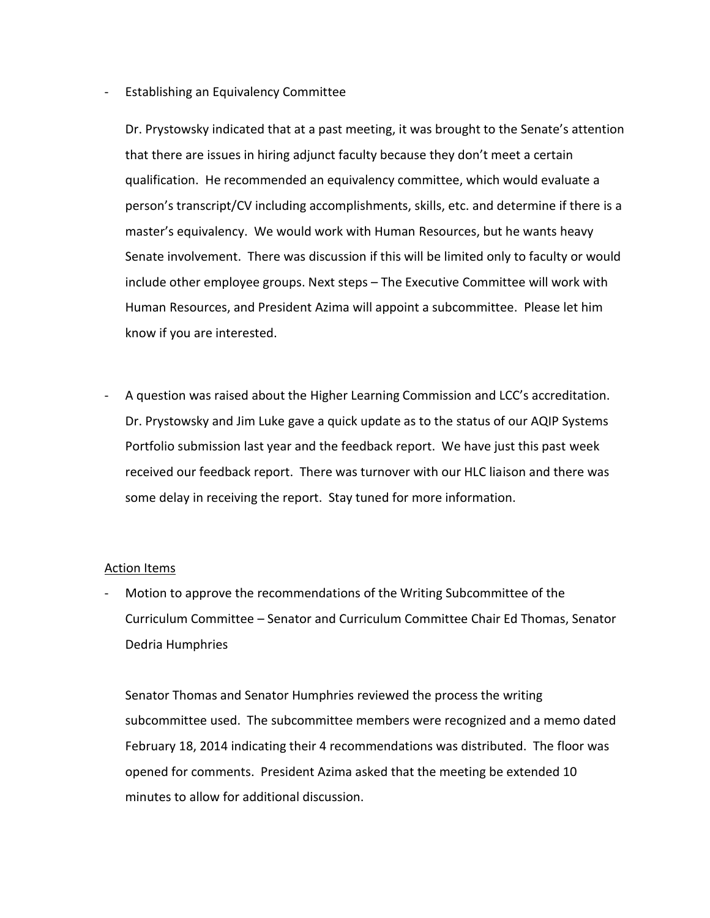- Establishing an Equivalency Committee

  Dr. Prystowsky indicated that at a past meeting, it was brought to the Senate's attention that there are issues in hiring adjunct faculty because they don't meet a certain qualification. He recommended an equivalency committee, which would evaluate a person's transcript/CV including accomplishments, skills, etc. and determine if there is a master's equivalency. We would work with Human Resources, but he wants heavy Senate involvement. There was discussion if this will be limited only to faculty or would include other employee groups. Next steps – The Executive Committee will work with Human Resources, and President Azima will appoint a subcommittee. Please let him know if you are interested.

- A question was raised about the Higher Learning Commission and LCC's accreditation. Dr. Prystowsky and Jim Luke gave a quick update as to the status of our AQIP Systems Portfolio submission last year and the feedback report. We have just this past week received our feedback report. There was turnover with our HLC liaison and there was some delay in receiving the report. Stay tuned for more information.

<u>Action Items</u>

- Motion to approve the recommendations of the Writing Subcommittee of the Curriculum Committee – Senator and Curriculum Committee Chair Ed Thomas, Senator Dedria Humphries

  Senator Thomas and Senator Humphries reviewed the process the writing subcommittee used. The subcommittee members were recognized and a memo dated February 18, 2014 indicating their 4 recommendations was distributed. The floor was opened for comments. President Azima asked that the meeting be extended 10 minutes to allow for additional discussion.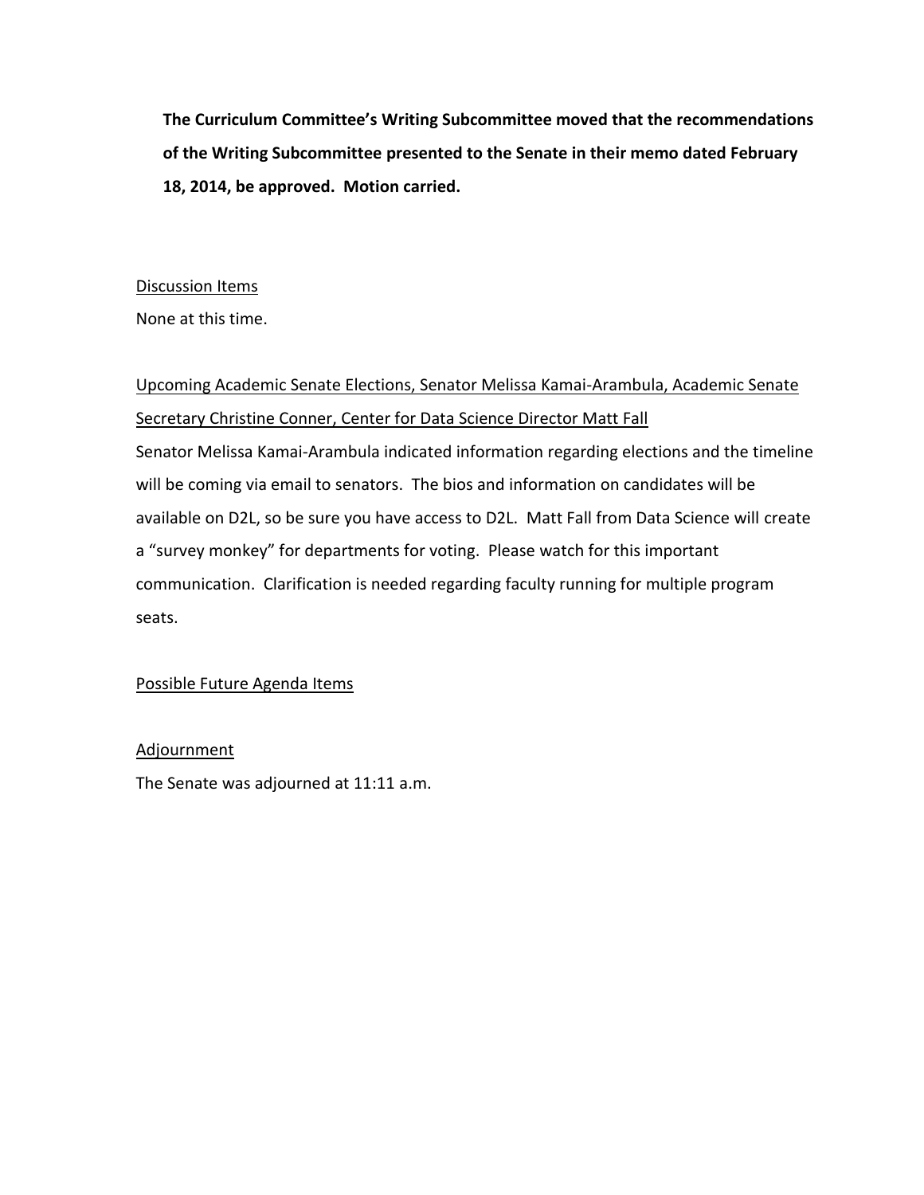**The Curriculum Committee's Writing Subcommittee moved that the recommendations of the Writing Subcommittee presented to the Senate in their memo dated February 18, 2014, be approved. Motion carried.**

<u>Discussion Items</u>

None at this time.

<u>Upcoming Academic Senate Elections, Senator Melissa Kamai-Arambula, Academic Senate Secretary Christine Conner, Center for Data Science Director Matt Fall</u>

Senator Melissa Kamai-Arambula indicated information regarding elections and the timeline will be coming via email to senators. The bios and information on candidates will be available on D2L, so be sure you have access to D2L. Matt Fall from Data Science will create a "survey monkey" for departments for voting. Please watch for this important communication. Clarification is needed regarding faculty running for multiple program seats.

<u>Possible Future Agenda Items</u>

<u>Adjournment</u>

The Senate was adjourned at 11:11 a.m.